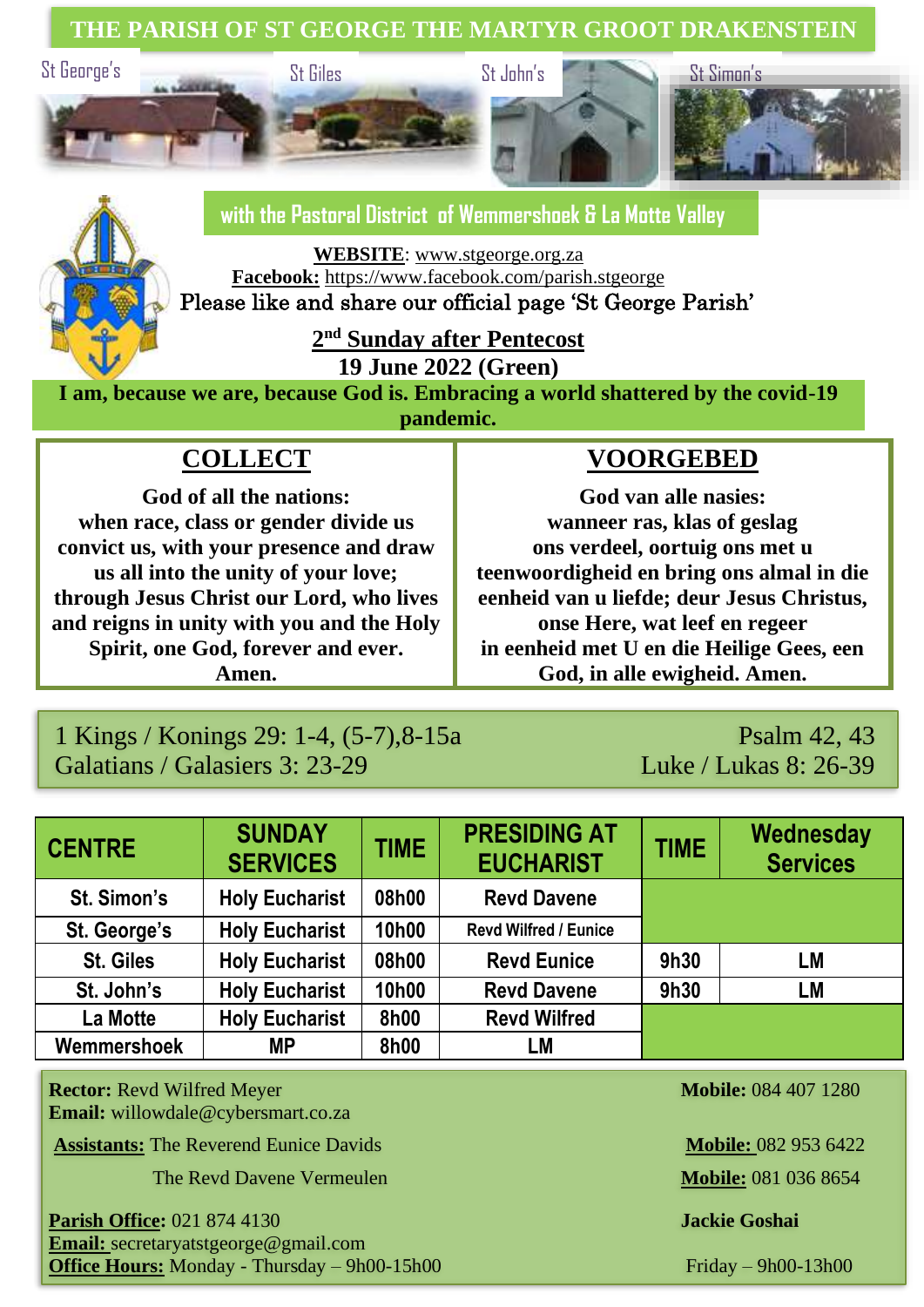# THE PARISH OF ST GEORGE THE MARTYR GROOT DRAKENSTEIN

St George's | St Giles | St John's | St Simon's

## with the Pastoral District of Wemmershoek & La Motte Valley

**WEBSITE**: www.stgeorge.org.za
**Facebook:** https://www.facebook.com/parish.stgeorge
Please like and share our official page 'St George Parish'

**2nd Sunday after Pentecost**
**19 June 2022 (Green)**

**I am, because we are, because God is. Embracing a world shattered by the covid-19 pandemic.**

## COLLECT

**God of all the nations:
when race, class or gender divide us
convict us, with your presence and draw
us all into the unity of your love;
through Jesus Christ our Lord, who lives
and reigns in unity with you and the Holy
Spirit, one God, forever and ever.
Amen.**

## VOORGEBED

**God van alle nasies:
wanneer ras, klas of geslag
ons verdeel, oortuig ons met u
teenwoordigheid en bring ons almal in die
eenheid van u liefde; deur Jesus Christus,
onse Here, wat leef en regeer
in eenheid met U en die Heilige Gees, een
God, in alle ewigheid. Amen.**

1 Kings / Konings 29: 1-4, (5-7),8-15a
Psalm 42, 43
Galatians / Galasiers 3: 23-29
Luke / Lukas 8: 26-39

| CENTRE | SUNDAY SERVICES | TIME | PRESIDING AT EUCHARIST | TIME | Wednesday Services |
|---|---|---|---|---|---|
| St. Simon's | Holy Eucharist | 08h00 | Revd Davene | | |
| St. George's | Holy Eucharist | 10h00 | Revd Wilfred / Eunice | | |
| St. Giles | Holy Eucharist | 08h00 | Revd Eunice | 9h30 | LM |
| St. John's | Holy Eucharist | 10h00 | Revd Davene | 9h30 | LM |
| La Motte | Holy Eucharist | 8h00 | Revd Wilfred | | |
| Wemmershoek | MP | 8h00 | LM | | |

**Rector:** Revd Wilfred Meyer — **Mobile:** 084 407 1280
**Email:** willowdale@cybersmart.co.za

**Assistants:** The Reverend Eunice Davids — **Mobile:** 082 953 6422
The Revd Davene Vermeulen — **Mobile:** 081 036 8654

**Parish Office:** 021 874 4130 — **Jackie Goshai**
**Email:** secretaryatstgeorge@gmail.com
**Office Hours:** Monday - Thursday – 9h00-15h00 — Friday – 9h00-13h00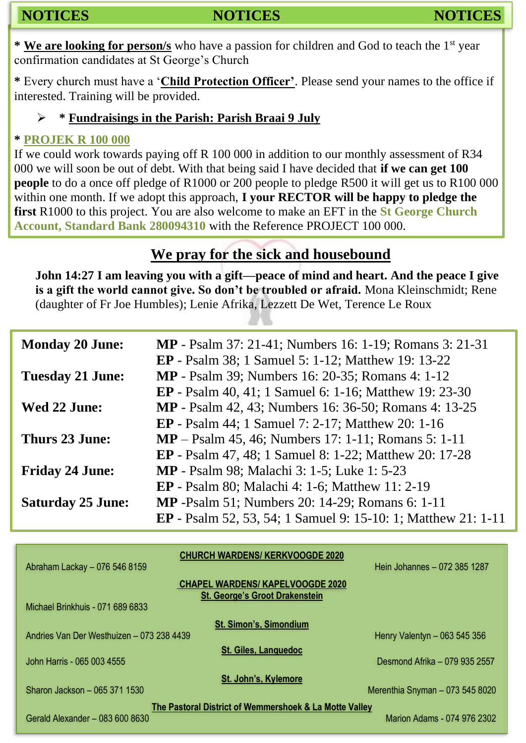# NOTICES NOTICES NOTICES

* **We are looking for person/s** who have a passion for children and God to teach the 1st year confirmation candidates at St George's Church

* Every church must have a '**Child Protection Officer'**. Please send your names to the office if interested. Training will be provided.

- * **Fundraisings in the Parish: Parish Braai 9 July**

* **PROJEK R 100 000**

If we could work towards paying off R 100 000 in addition to our monthly assessment of R34 000 we will soon be out of debt. With that being said I have decided that **if we can get 100 people** to do a once off pledge of R1000 or 200 people to pledge R500 it will get us to R100 000 within one month. If we adopt this approach, **I your RECTOR will be happy to pledge the first** R1000 to this project. You are also welcome to make an EFT in the **St George Church Account, Standard Bank 280094310** with the Reference PROJECT 100 000.

## We pray for the sick and housebound

**John 14:27 I am leaving you with a gift—peace of mind and heart. And the peace I give is a gift the world cannot give. So don't be troubled or afraid.** Mona Kleinschmidt; Rene (daughter of Fr Joe Humbles); Lenie Afrika, Lezzett De Wet, Terence Le Roux

| | |
|---|---|
| **Monday 20 June:** | **MP** - Psalm 37: 21-41; Numbers 16: 1-19; Romans 3: 21-31 |
| | **EP** - Psalm 38; 1 Samuel 5: 1-12; Matthew 19: 13-22 |
| **Tuesday 21 June:** | **MP** - Psalm 39; Numbers 16: 20-35; Romans 4: 1-12 |
| | **EP** - Psalm 40, 41; 1 Samuel 6: 1-16; Matthew 19: 23-30 |
| **Wed 22 June:** | **MP** - Psalm 42, 43; Numbers 16: 36-50; Romans 4: 13-25 |
| | **EP** - Psalm 44; 1 Samuel 7: 2-17; Matthew 20: 1-16 |
| **Thurs 23 June:** | **MP** – Psalm 45, 46; Numbers 17: 1-11; Romans 5: 1-11 |
| | **EP** - Psalm 47, 48; 1 Samuel 8: 1-22; Matthew 20: 17-28 |
| **Friday 24 June:** | **MP** - Psalm 98; Malachi 3: 1-5; Luke 1: 5-23 |
| | **EP** - Psalm 80; Malachi 4: 1-6; Matthew 11: 2-19 |
| **Saturday 25 June:** | **MP** -Psalm 51; Numbers 20: 14-29; Romans 6: 1-11 |
| | **EP** - Psalm 52, 53, 54; 1 Samuel 9: 15-10: 1; Matthew 21: 1-11 |

**CHURCH WARDENS/ KERKVOOGDE 2020**

Abraham Lackay – 076 546 8159
Hein Johannes – 072 385 1287

**CHAPEL WARDENS/ KAPELVOOGDE 2020**

**St. George's Groot Drakenstein**

Michael Brinkhuis - 071 689 6833

**St. Simon's, Simondium**

Andries Van Der Westhuizen – 073 238 4439
Henry Valentyn – 063 545 356

**St. Giles, Lanquedoc**

John Harris - 065 003 4555
Desmond Afrika – 079 935 2557

**St. John's, Kylemore**

Sharon Jackson – 065 371 1530
Merenthia Snyman – 073 545 8020

**The Pastoral District of Wemmershoek & La Motte Valley**

Gerald Alexander – 083 600 8630
Marion Adams - 074 976 2302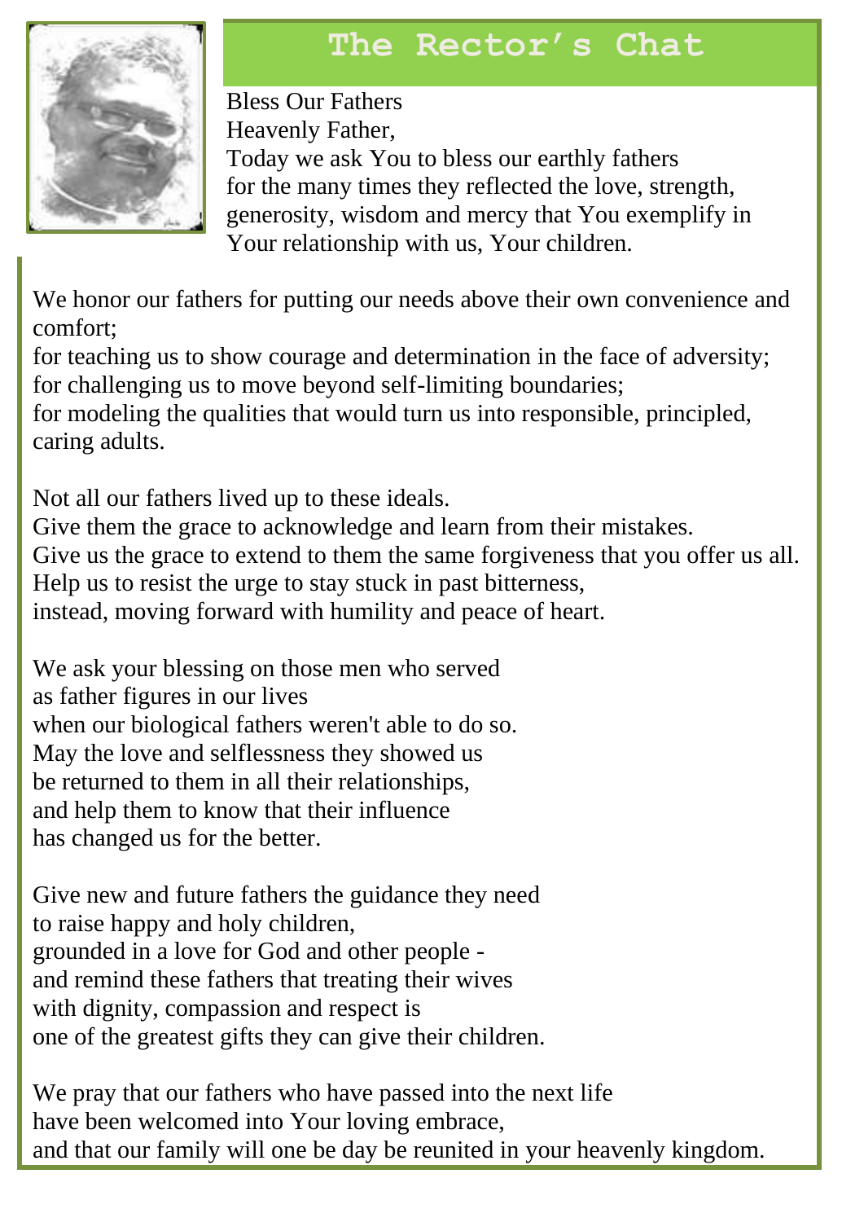# The Rector's Chat

Bless Our Fathers

Heavenly Father,

Today we ask You to bless our earthly fathers
for the many times they reflected the love, strength, generosity, wisdom and mercy that You exemplify in Your relationship with us, Your children.

We honor our fathers for putting our needs above their own convenience and comfort;
for teaching us to show courage and determination in the face of adversity;
for challenging us to move beyond self-limiting boundaries;
for modeling the qualities that would turn us into responsible, principled, caring adults.

Not all our fathers lived up to these ideals.
Give them the grace to acknowledge and learn from their mistakes.
Give us the grace to extend to them the same forgiveness that you offer us all.
Help us to resist the urge to stay stuck in past bitterness,
instead, moving forward with humility and peace of heart.

We ask your blessing on those men who served
as father figures in our lives
when our biological fathers weren't able to do so.
May the love and selflessness they showed us
be returned to them in all their relationships,
and help them to know that their influence
has changed us for the better.

Give new and future fathers the guidance they need
to raise happy and holy children,
grounded in a love for God and other people -
and remind these fathers that treating their wives
with dignity, compassion and respect is
one of the greatest gifts they can give their children.

We pray that our fathers who have passed into the next life
have been welcomed into Your loving embrace,
and that our family will one be day be reunited in your heavenly kingdom.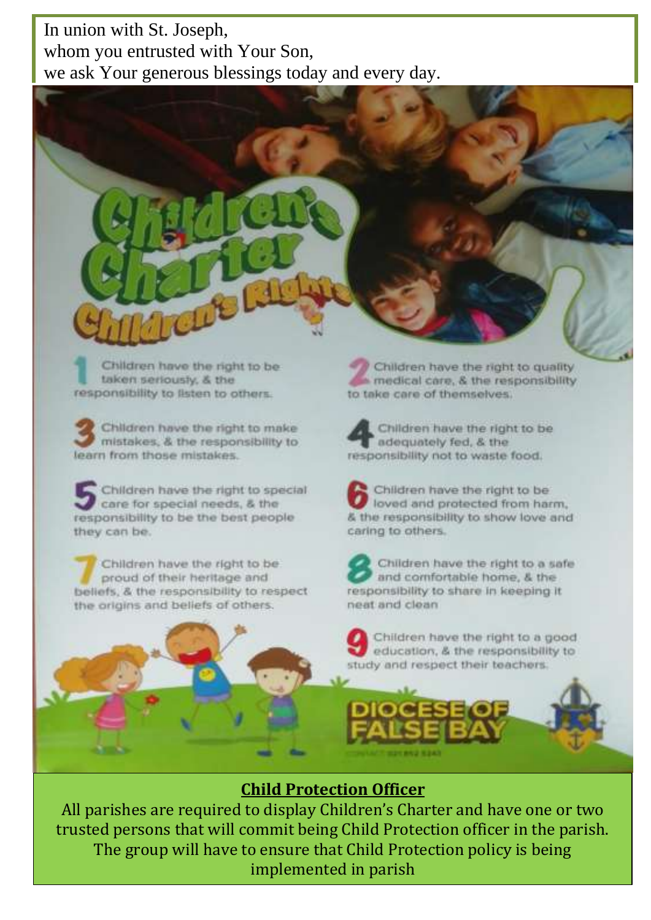In union with St. Joseph,
whom you entrusted with Your Son,
we ask Your generous blessings today and every day.

# Children's Charter

## Children's Rights

1. Children have the right to be taken seriously, & the responsibility to listen to others.
2. Children have the right to quality medical care, & the responsibility to take care of themselves.
3. Children have the right to make mistakes, & the responsibility to learn from those mistakes.
4. Children have the right to be adequately fed, & the responsibility not to waste food.
5. Children have the right to special care for special needs, & the responsibility to be the best people they can be.
6. Children have the right to be loved and protected from harm, & the responsibility to show love and caring to others.
7. Children have the right to be proud of their heritage and beliefs, & the responsibility to respect the origins and beliefs of others.
8. Children have the right to a safe and comfortable home, & the responsibility to share in keeping it neat and clean
9. Children have the right to a good education, & the responsibility to study and respect their teachers.

DIOCESE OF FALSE BAY

## Child Protection Officer

All parishes are required to display Children's Charter and have one or two trusted persons that will commit being Child Protection officer in the parish. The group will have to ensure that Child Protection policy is being implemented in parish